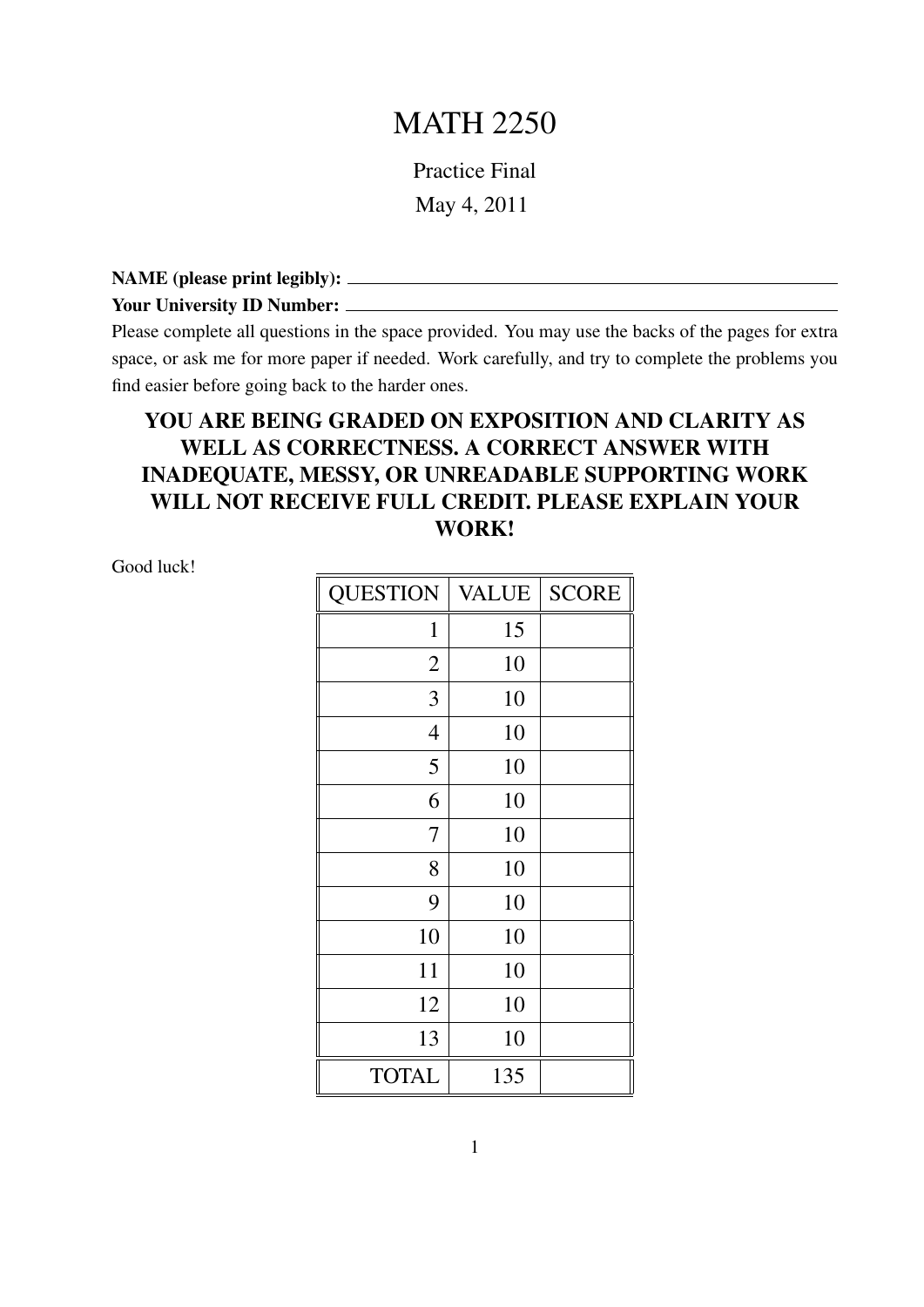# MATH 2250

Practice Final

May 4, 2011

**NAME (please print legibly):** ______________________________

**Your University ID Number:** ______________________________

Please complete all questions in the space provided. You may use the backs of the pages for extra space, or ask me for more paper if needed. Work carefully, and try to complete the problems you find easier before going back to the harder ones.

**YOU ARE BEING GRADED ON EXPOSITION AND CLARITY AS WELL AS CORRECTNESS. A CORRECT ANSWER WITH INADEQUATE, MESSY, OR UNREADABLE SUPPORTING WORK WILL NOT RECEIVE FULL CREDIT. PLEASE EXPLAIN YOUR WORK!**

Good luck!

| QUESTION | VALUE | SCORE |
|---|---|---|
| 1 | 15 | |
| 2 | 10 | |
| 3 | 10 | |
| 4 | 10 | |
| 5 | 10 | |
| 6 | 10 | |
| 7 | 10 | |
| 8 | 10 | |
| 9 | 10 | |
| 10 | 10 | |
| 11 | 10 | |
| 12 | 10 | |
| 13 | 10 | |
| TOTAL | 135 | |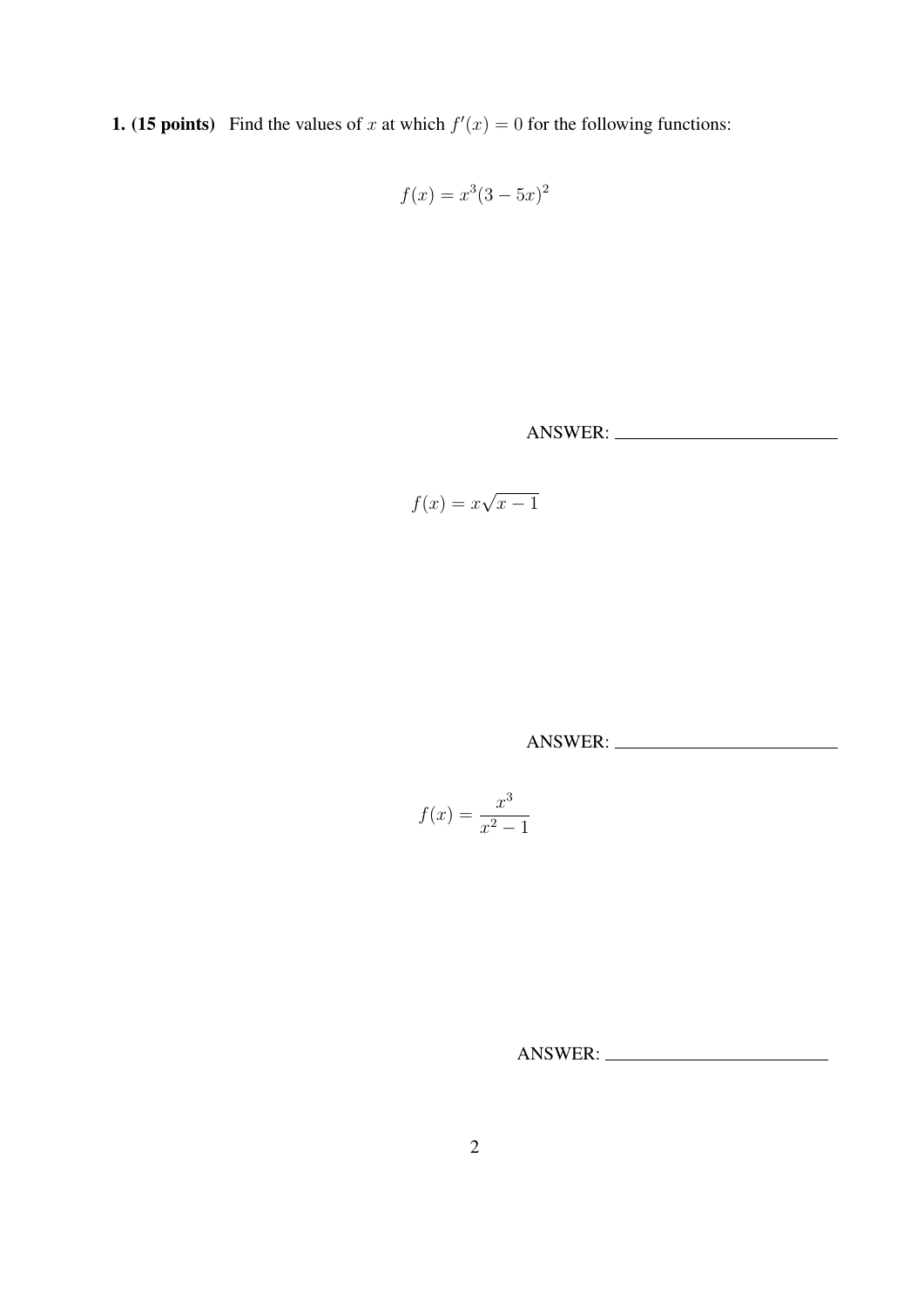**1. (15 points)** Find the values of $x$ at which $f'(x) = 0$ for the following functions:

$$f(x) = x^3(3 - 5x)^2$$

ANSWER: ________________________

$$f(x) = x\sqrt{x - 1}$$

ANSWER: ________________________

$$f(x) = \frac{x^3}{x^2 - 1}$$

ANSWER: ________________________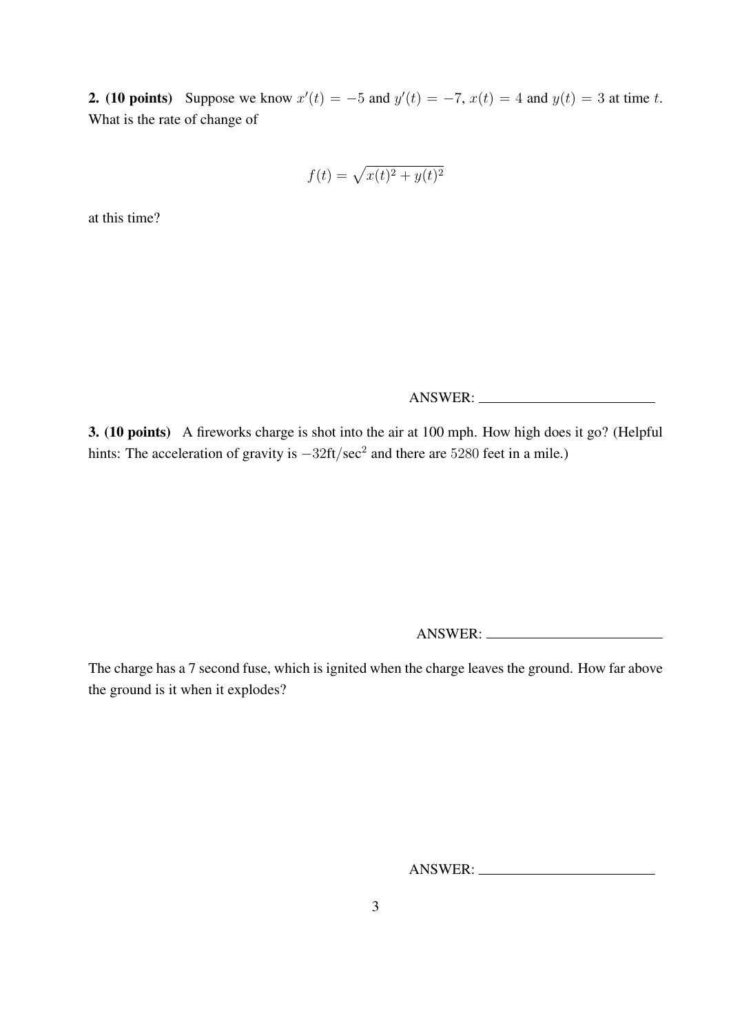**2. (10 points)** Suppose we know $x'(t) = -5$ and $y'(t) = -7$, $x(t) = 4$ and $y(t) = 3$ at time $t$. What is the rate of change of

$$f(t) = \sqrt{x(t)^2 + y(t)^2}$$

at this time?

ANSWER: ________________________

**3. (10 points)** A fireworks charge is shot into the air at 100 mph. How high does it go? (Helpful hints: The acceleration of gravity is $-32\text{ft}/\text{sec}^2$ and there are $5280$ feet in a mile.)

ANSWER: ________________________

The charge has a 7 second fuse, which is ignited when the charge leaves the ground. How far above the ground is it when it explodes?

ANSWER: ________________________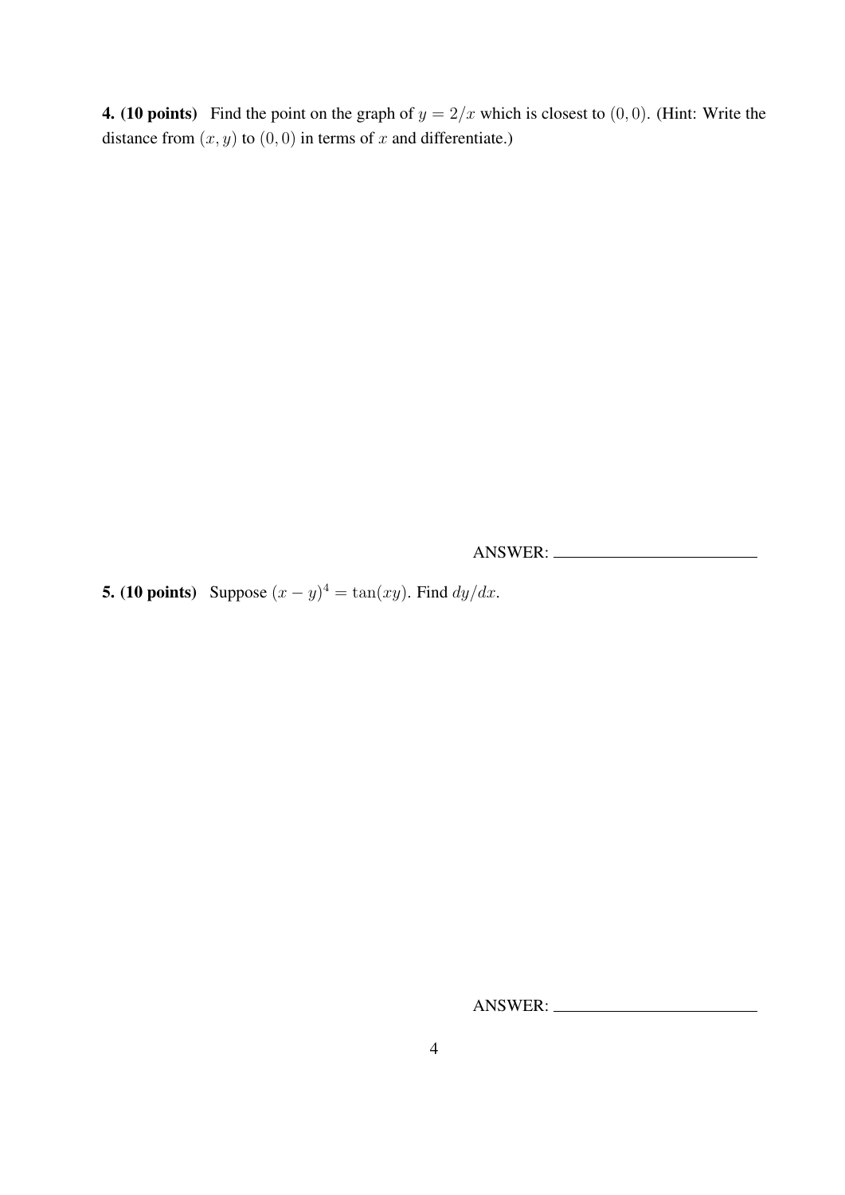**4. (10 points)** Find the point on the graph of $y = 2/x$ which is closest to $(0, 0)$. (Hint: Write the distance from $(x, y)$ to $(0, 0)$ in terms of $x$ and differentiate.)

ANSWER: ________________________

**5. (10 points)** Suppose $(x - y)^4 = \tan(xy)$. Find $dy/dx$.

ANSWER: ________________________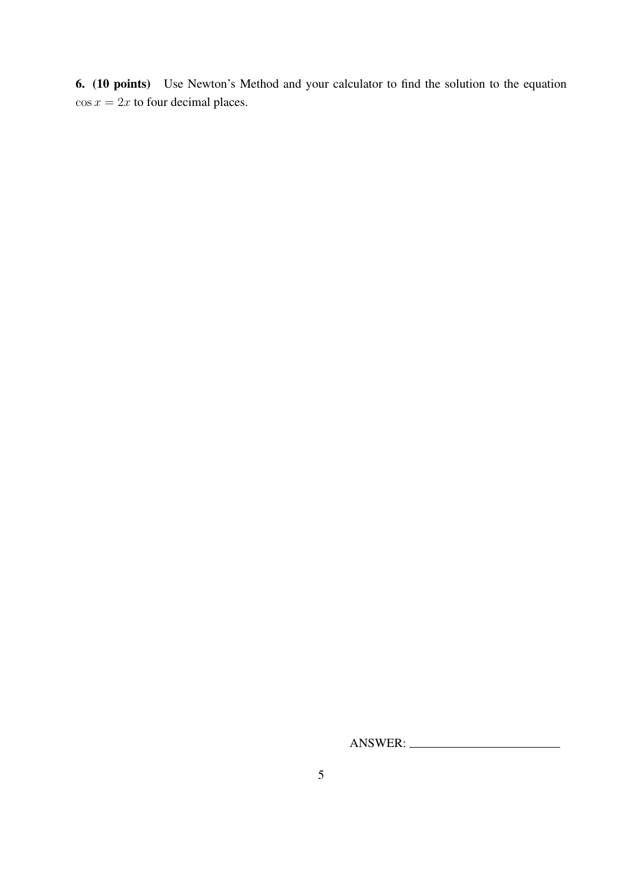**6. (10 points)** Use Newton's Method and your calculator to find the solution to the equation $\cos x = 2x$ to four decimal places.

ANSWER: ____________________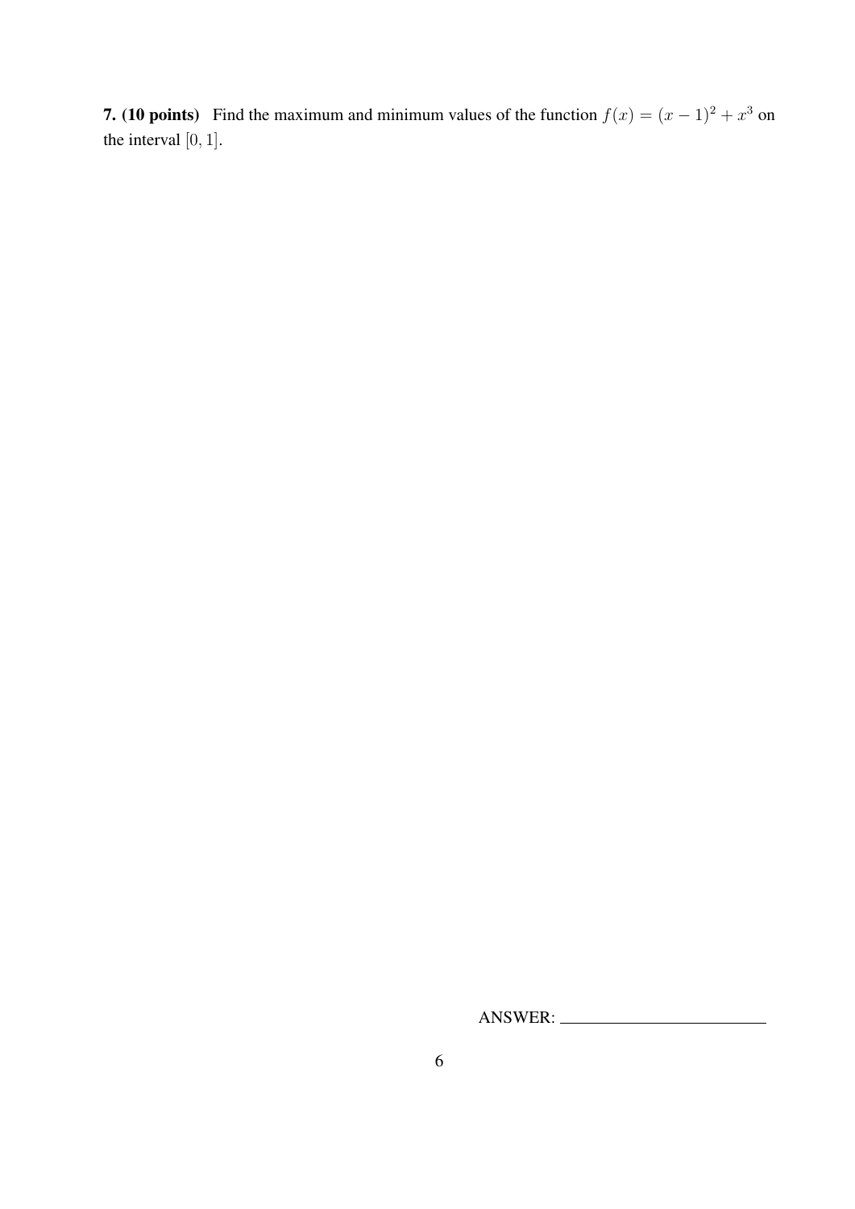**7. (10 points)** Find the maximum and minimum values of the function $f(x) = (x-1)^2 + x^3$ on the interval $[0, 1]$.

ANSWER: ______________________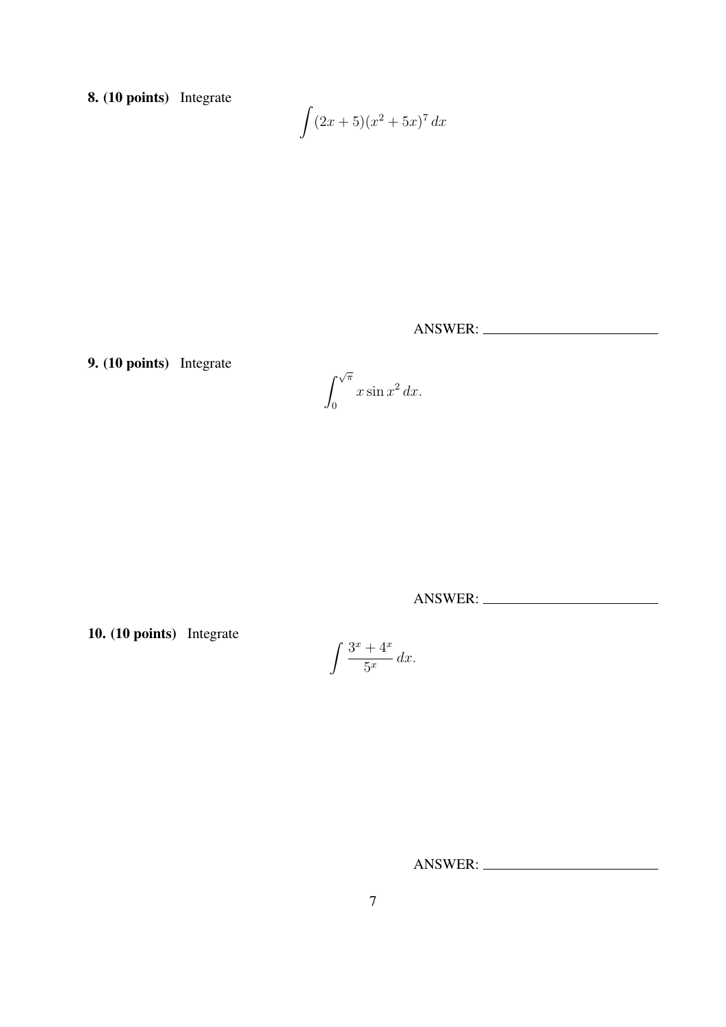**8. (10 points)** Integrate

$$\int (2x+5)(x^2+5x)^7 \, dx$$

ANSWER: ________________________

**9. (10 points)** Integrate

$$\int_0^{\sqrt{\pi}} x \sin x^2 \, dx.$$

ANSWER: ________________________

**10. (10 points)** Integrate

$$\int \frac{3^x + 4^x}{5^x} \, dx.$$

ANSWER: ________________________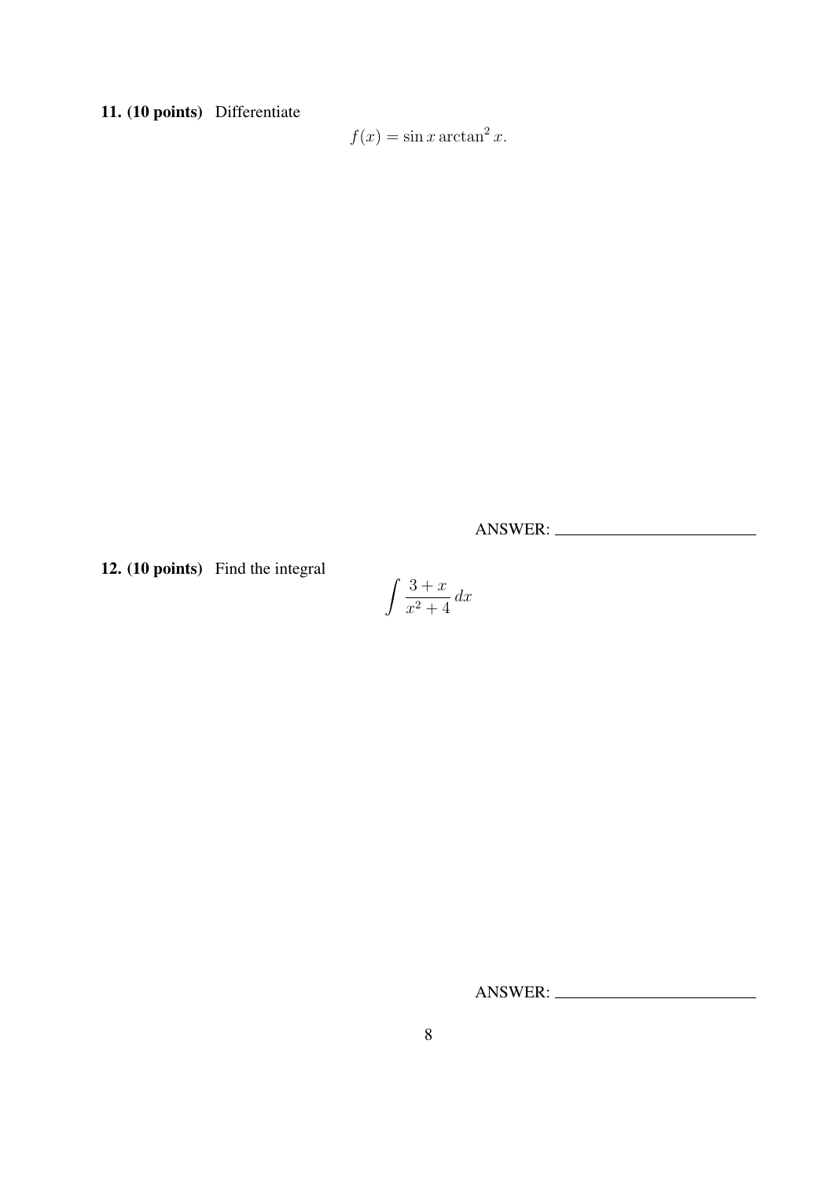**11. (10 points)** Differentiate

$$f(x) = \sin x \arctan^2 x.$$

ANSWER: ________________________

**12. (10 points)** Find the integral

$$\int \frac{3+x}{x^2+4}\,dx$$

ANSWER: ________________________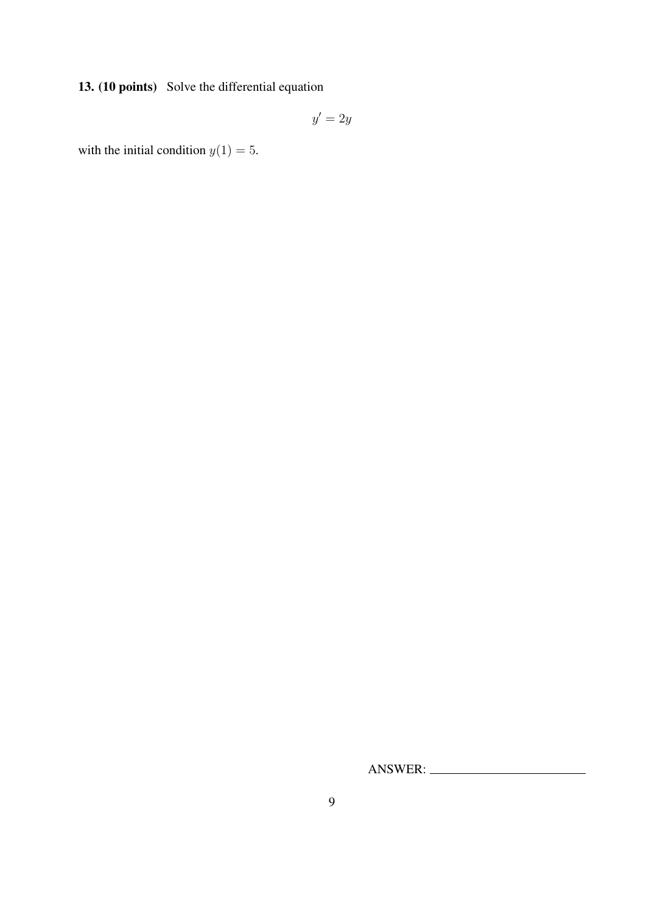**13. (10 points)** Solve the differential equation

$$y' = 2y$$

with the initial condition $y(1) = 5$.

ANSWER: \_\_\_\_\_\_\_\_\_\_\_\_\_\_\_\_\_\_\_\_\_\_\_\_